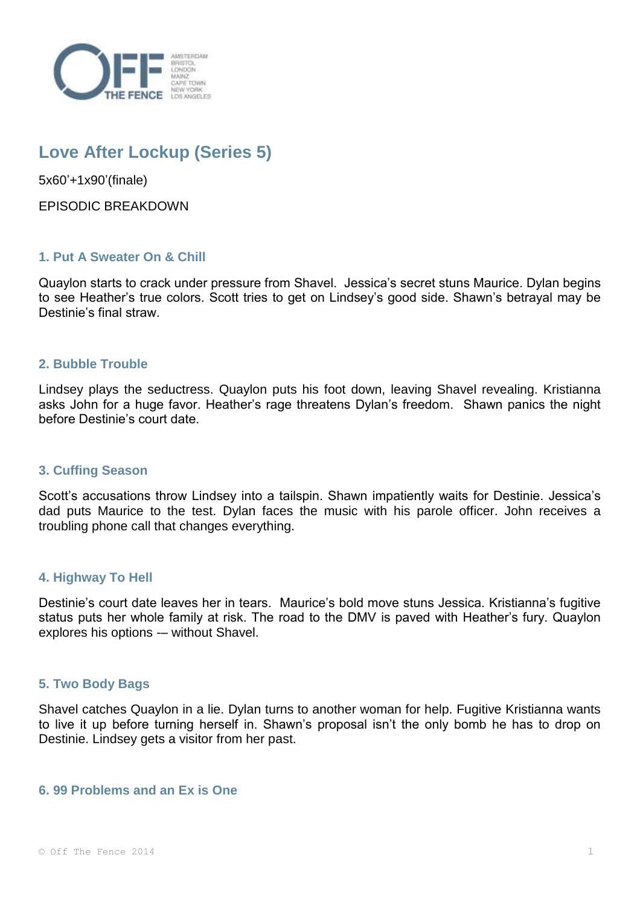# Love After Lockup (Series 5)

5x60'+1x90'(finale)

EPISODIC BREAKDOWN

### 1. Put A Sweater On & Chill

Quaylon starts to crack under pressure from Shavel. Jessica's secret stuns Maurice. Dylan begins to see Heather's true colors. Scott tries to get on Lindsey's good side. Shawn's betrayal may be Destinie's final straw.

### 2. Bubble Trouble

Lindsey plays the seductress. Quaylon puts his foot down, leaving Shavel revealing. Kristianna asks John for a huge favor. Heather's rage threatens Dylan's freedom. Shawn panics the night before Destinie's court date.

### 3. Cuffing Season

Scott's accusations throw Lindsey into a tailspin. Shawn impatiently waits for Destinie. Jessica's dad puts Maurice to the test. Dylan faces the music with his parole officer. John receives a troubling phone call that changes everything.

### 4. Highway To Hell

Destinie's court date leaves her in tears. Maurice's bold move stuns Jessica. Kristianna's fugitive status puts her whole family at risk. The road to the DMV is paved with Heather's fury. Quaylon explores his options -– without Shavel.

### 5. Two Body Bags

Shavel catches Quaylon in a lie. Dylan turns to another woman for help. Fugitive Kristianna wants to live it up before turning herself in. Shawn's proposal isn't the only bomb he has to drop on Destinie. Lindsey gets a visitor from her past.

### 6. 99 Problems and an Ex is One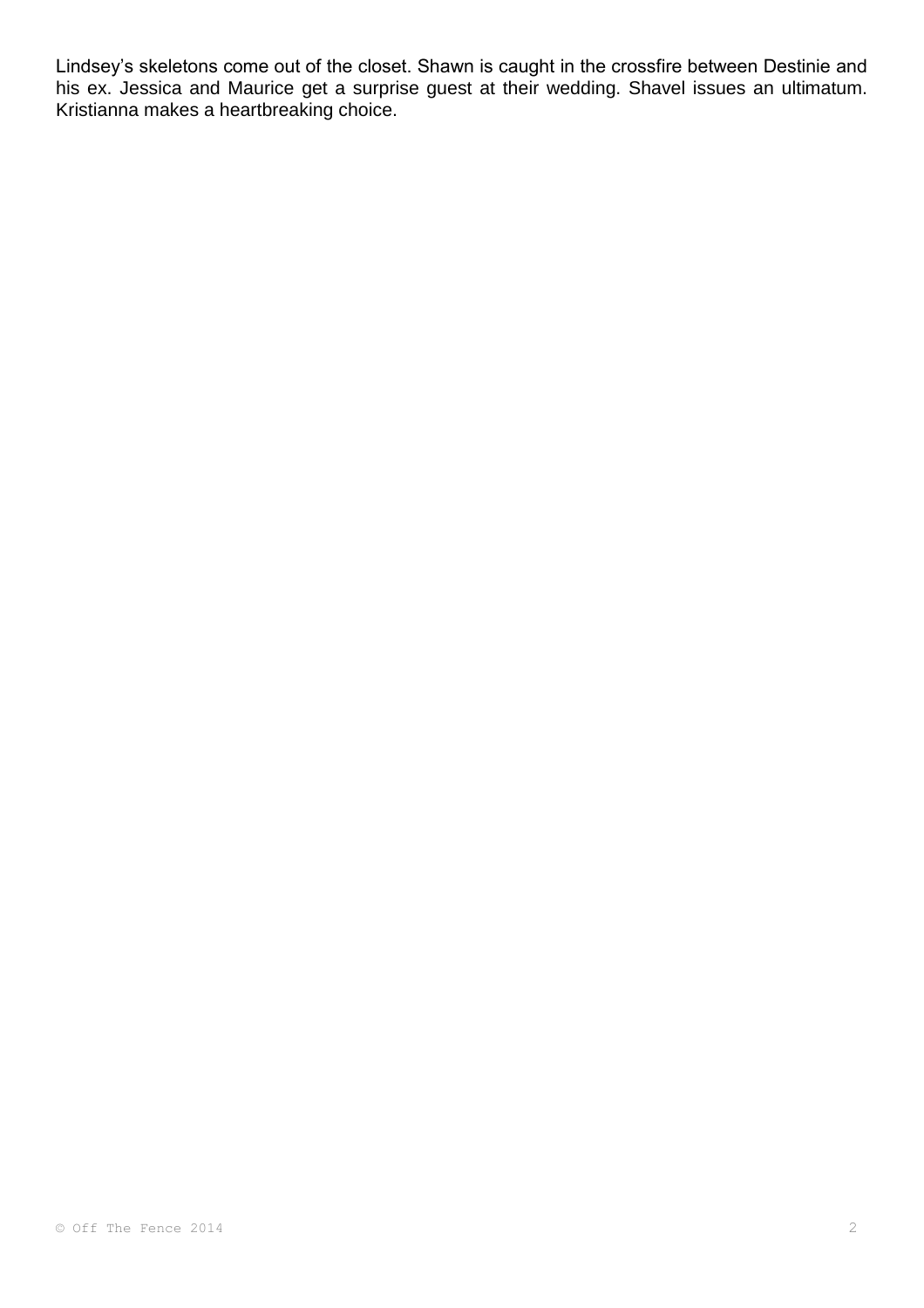Lindsey's skeletons come out of the closet. Shawn is caught in the crossfire between Destinie and his ex. Jessica and Maurice get a surprise guest at their wedding. Shavel issues an ultimatum. Kristianna makes a heartbreaking choice.

© Off The Fence 2014